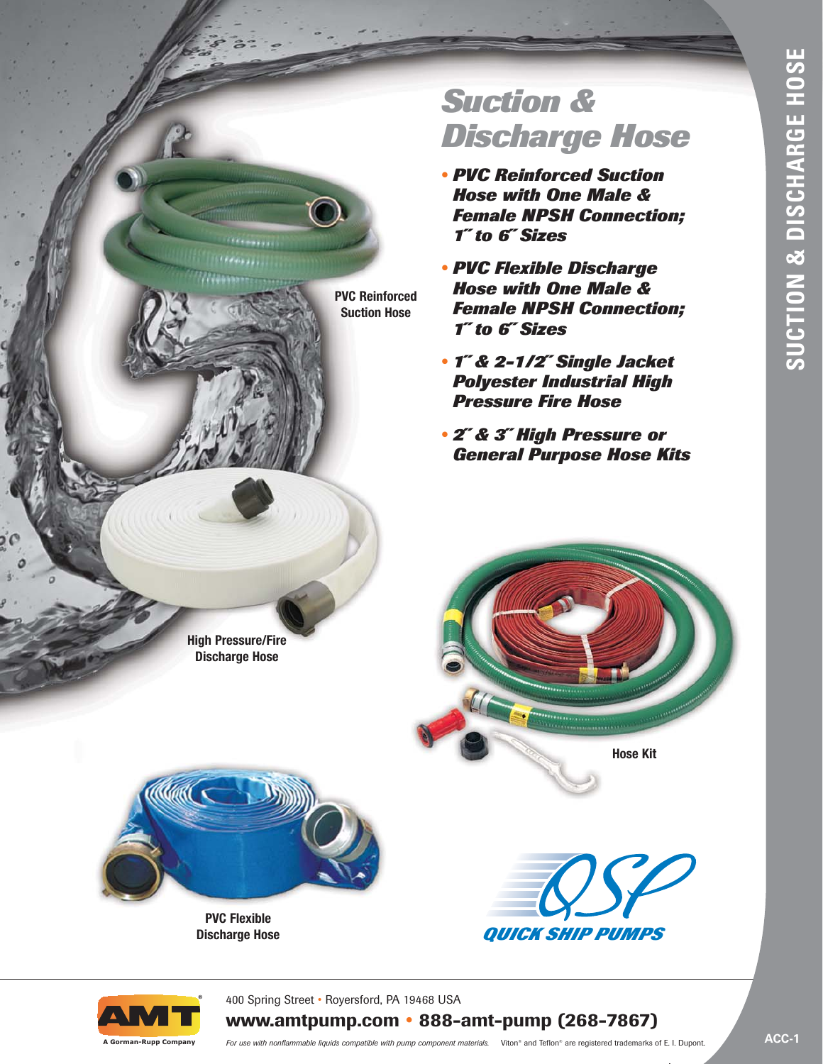# Suction & Discharge Hose

- **PVC Reinforced Suction Hose with One Male & Female NPSH Connection; 1″ to 6″ Sizes**
- **PVC Flexible Discharge Hose with One Male & Female NPSH Connection; 1″ to 6″ Sizes**
- **1″ & 2-1/2″ Single Jacket Polyester Industrial High Pressure Fire Hose**
- **2″ & 3″ High Pressure or General Purpose Hose Kits**

PVC Reinforced Suction Hose

High Pressure/Fire Discharge Hose

Hose Kit

PVC Flexible Discharge Hose

QSP QUICK SHIP PUMPS

AMT A Gorman-Rupp Company

400 Spring Street • Royersford, PA 19468 USA

**www.amtpump.com • 888-amt-pump (268-7867)**

*For use with nonflammable liquids compatible with pump component materials.* Viton® and Teflon® are registered trademarks of E. I. Dupont.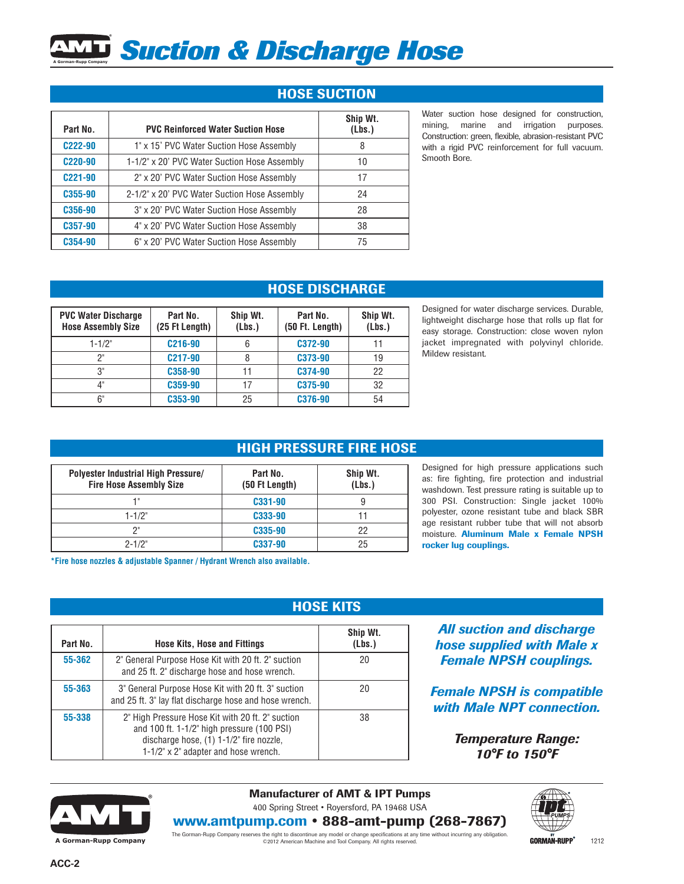# Suction & Discharge Hose

## HOSE SUCTION

| Part No. | PVC Reinforced Water Suction Hose | Ship Wt. (Lbs.) |
|---|---|---|
| C222-90 | 1" x 15' PVC Water Suction Hose Assembly | 8 |
| C220-90 | 1-1/2" x 20' PVC Water Suction Hose Assembly | 10 |
| C221-90 | 2" x 20' PVC Water Suction Hose Assembly | 17 |
| C355-90 | 2-1/2" x 20' PVC Water Suction Hose Assembly | 24 |
| C356-90 | 3" x 20' PVC Water Suction Hose Assembly | 28 |
| C357-90 | 4" x 20' PVC Water Suction Hose Assembly | 38 |
| C354-90 | 6" x 20' PVC Water Suction Hose Assembly | 75 |

Water suction hose designed for construction, mining, marine and irrigation purposes. Construction: green, flexible, abrasion-resistant PVC with a rigid PVC reinforcement for full vacuum. Smooth Bore.

## HOSE DISCHARGE

| PVC Water Discharge Hose Assembly Size | Part No. (25 Ft Length) | Ship Wt. (Lbs.) | Part No. (50 Ft. Length) | Ship Wt. (Lbs.) |
|---|---|---|---|---|
| 1-1/2" | C216-90 | 6 | C372-90 | 11 |
| 2" | C217-90 | 8 | C373-90 | 19 |
| 3" | C358-90 | 11 | C374-90 | 22 |
| 4" | C359-90 | 17 | C375-90 | 32 |
| 6" | C353-90 | 25 | C376-90 | 54 |

Designed for water discharge services. Durable, lightweight discharge hose that rolls up flat for easy storage. Construction: close woven nylon jacket impregnated with polyvinyl chloride. Mildew resistant.

## HIGH PRESSURE FIRE HOSE

| Polyester Industrial High Pressure/ Fire Hose Assembly Size | Part No. (50 Ft Length) | Ship Wt. (Lbs.) |
|---|---|---|
| 1" | C331-90 | 9 |
| 1-1/2" | C333-90 | 11 |
| 2" | C335-90 | 22 |
| 2-1/2" | C337-90 | 25 |

***Fire hose nozzles & adjustable Spanner / Hydrant Wrench also available.**

Designed for high pressure applications such as: fire fighting, fire protection and industrial washdown. Test pressure rating is suitable up to 300 PSI. Construction: Single jacket 100% polyester, ozone resistant tube and black SBR age resistant rubber tube that will not absorb moisture. **Aluminum Male x Female NPSH rocker lug couplings.**

## HOSE KITS

| Part No. | Hose Kits, Hose and Fittings | Ship Wt. (Lbs.) |
|---|---|---|
| 55-362 | 2" General Purpose Hose Kit with 20 ft. 2" suction and 25 ft. 2" discharge hose and hose wrench. | 20 |
| 55-363 | 3" General Purpose Hose Kit with 20 ft. 3" suction and 25 ft. 3" lay flat discharge hose and hose wrench. | 20 |
| 55-338 | 2" High Pressure Hose Kit with 20 ft. 2" suction and 100 ft. 1-1/2" high pressure (100 PSI) discharge hose, (1) 1-1/2" fire nozzle, 1-1/2" x 2" adapter and hose wrench. | 38 |

***All suction and discharge hose supplied with Male x Female NPSH couplings.***

***Female NPSH is compatible with Male NPT connection.***

***Temperature Range: 10°F to 150°F***

**Manufacturer of AMT & IPT Pumps**

400 Spring Street • Royersford, PA 19468 USA

**www.amtpump.com • 888-amt-pump (268-7867)**

The Gorman-Rupp Company reserves the right to discontinue any model or change specifications at any time without incurring any obligation. ©2012 American Machine and Tool Company. All rights reserved.

1212

ACC-2